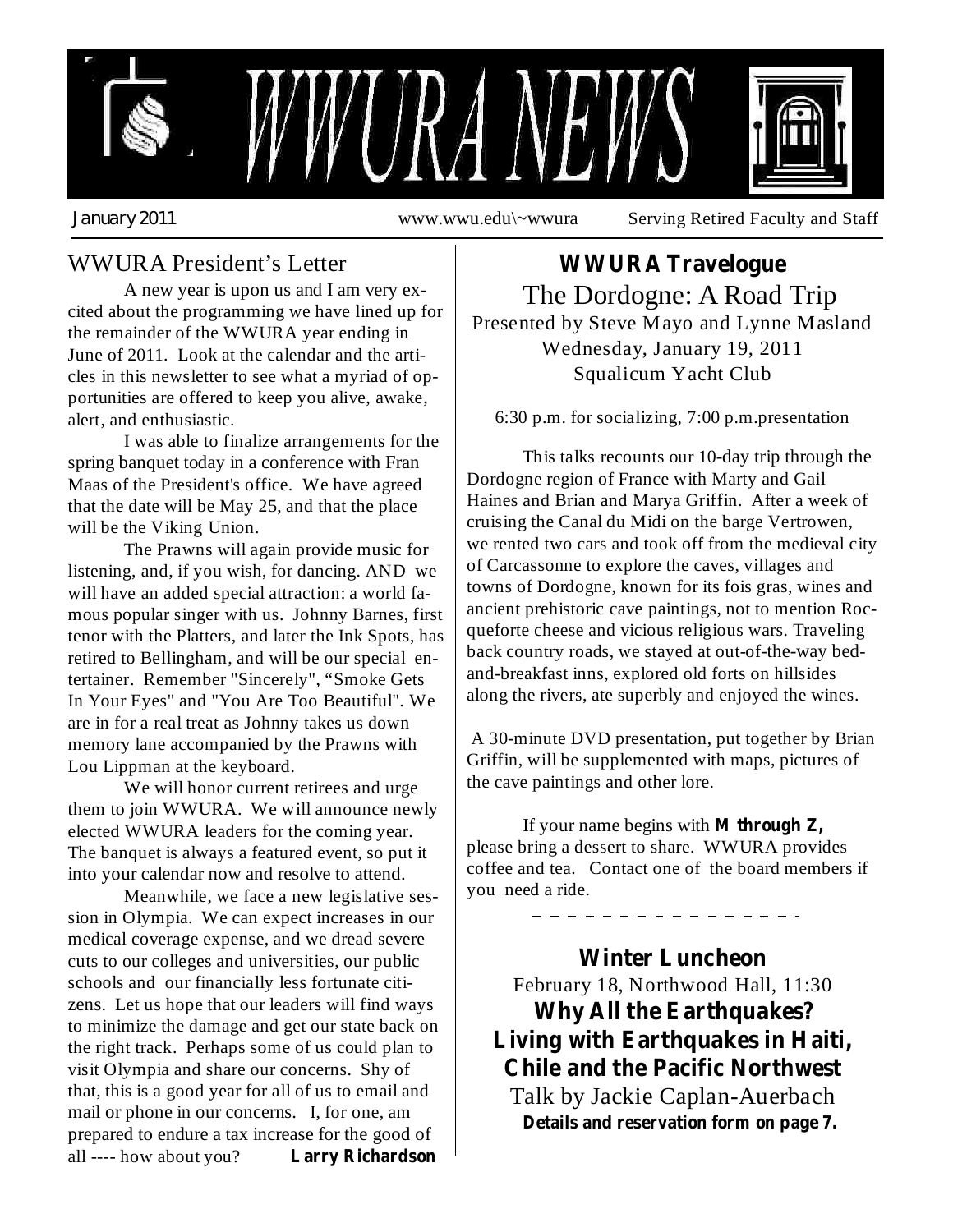# WWURA NEWS

January 2011 www.wwu.edu\~wwura Serving Retired Faculty and Staff

## WWURA President's Letter

A new year is upon us and I am very excited about the programming we have lined up for the remainder of the WWURA year ending in June of 2011. Look at the calendar and the articles in this newsletter to see what a myriad of opportunities are offered to keep you alive, awake, alert, and enthusiastic.

I was able to finalize arrangements for the spring banquet today in a conference with Fran Maas of the President's office. We have agreed that the date will be May 25, and that the place will be the Viking Union.

The Prawns will again provide music for listening, and, if you wish, for dancing. AND we will have an added special attraction: a world famous popular singer with us. Johnny Barnes, first tenor with the Platters, and later the Ink Spots, has retired to Bellingham, and will be our special entertainer. Remember "Sincerely", "Smoke Gets In Your Eyes" and "You Are Too Beautiful". We are in for a real treat as Johnny takes us down memory lane accompanied by the Prawns with Lou Lippman at the keyboard.

We will honor current retirees and urge them to join WWURA. We will announce newly elected WWURA leaders for the coming year. The banquet is always a featured event, so put it into your calendar now and resolve to attend.

Meanwhile, we face a new legislative session in Olympia. We can expect increases in our medical coverage expense, and we dread severe cuts to our colleges and universities, our public schools and our financially less fortunate citizens. Let us hope that our leaders will find ways to minimize the damage and get our state back on the right track. Perhaps some of us could plan to visit Olympia and share our concerns. Shy of that, this is a good year for all of us to email and mail or phone in our concerns. I, for one, am prepared to endure a tax increase for the good of all ---- how about you? **Larry Richardson**

## WWURA Travelogue

### The Dordogne: A Road Trip

Presented by Steve Mayo and Lynne Masland
Wednesday, January 19, 2011
Squalicum Yacht Club

6:30 p.m. for socializing, 7:00 p.m.presentation

This talks recounts our 10-day trip through the Dordogne region of France with Marty and Gail Haines and Brian and Marya Griffin. After a week of cruising the Canal du Midi on the barge Vertrowen, we rented two cars and took off from the medieval city of Carcassonne to explore the caves, villages and towns of Dordogne, known for its fois gras, wines and ancient prehistoric cave paintings, not to mention Rocqueforte cheese and vicious religious wars. Traveling back country roads, we stayed at out-of-the-way bed-and-breakfast inns, explored old forts on hillsides along the rivers, ate superbly and enjoyed the wines.

A 30-minute DVD presentation, put together by Brian Griffin, will be supplemented with maps, pictures of the cave paintings and other lore.

If your name begins with **M through Z,** please bring a dessert to share. WWURA provides coffee and tea. Contact one of the board members if you need a ride.

## Winter Luncheon

February 18, Northwood Hall, 11:30

**Why All the Earthquakes?**
**Living with Earthquakes in Haiti, Chile and the Pacific Northwest**

Talk by Jackie Caplan-Auerbach

**Details and reservation form on page 7.**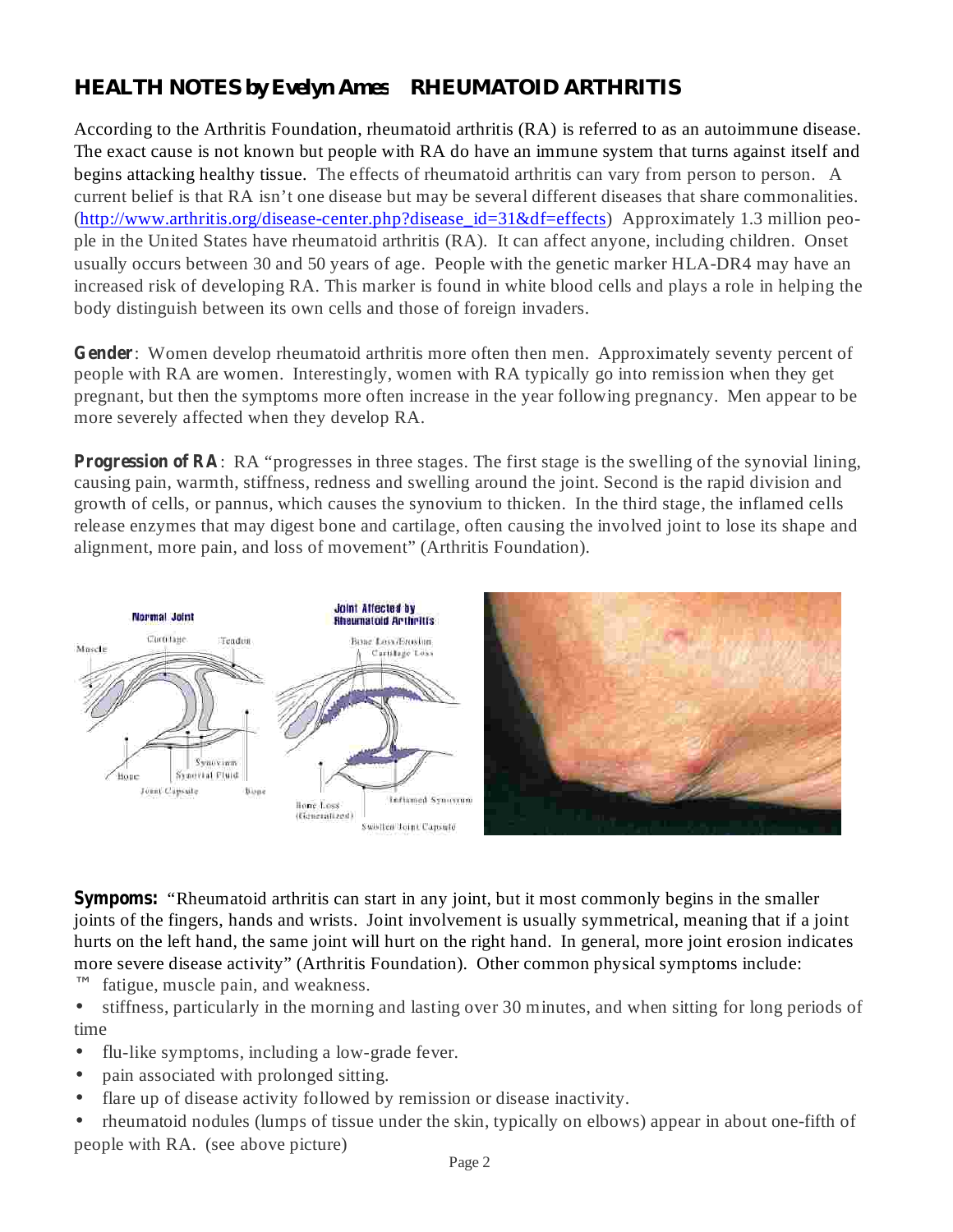## HEALTH NOTES by Evelyn Ames    RHEUMATOID ARTHRITIS

According to the Arthritis Foundation, rheumatoid arthritis (RA) is referred to as an autoimmune disease. The exact cause is not known but people with RA do have an immune system that turns against itself and begins attacking healthy tissue. The effects of rheumatoid arthritis can vary from person to person. A current belief is that RA isn't one disease but may be several different diseases that share commonalities. (http://www.arthritis.org/disease-center.php?disease_id=31&df=effects) Approximately 1.3 million people in the United States have rheumatoid arthritis (RA). It can affect anyone, including children. Onset usually occurs between 30 and 50 years of age. People with the genetic marker HLA-DR4 may have an increased risk of developing RA. This marker is found in white blood cells and plays a role in helping the body distinguish between its own cells and those of foreign invaders.

**Gender**: Women develop rheumatoid arthritis more often then men. Approximately seventy percent of people with RA are women. Interestingly, women with RA typically go into remission when they get pregnant, but then the symptoms more often increase in the year following pregnancy. Men appear to be more severely affected when they develop RA.

**Progression of RA**: RA "progresses in three stages. The first stage is the swelling of the synovial lining, causing pain, warmth, stiffness, redness and swelling around the joint. Second is the rapid division and growth of cells, or pannus, which causes the synovium to thicken. In the third stage, the inflamed cells release enzymes that may digest bone and cartilage, often causing the involved joint to lose its shape and alignment, more pain, and loss of movement" (Arthritis Foundation).

**Sympoms:** "Rheumatoid arthritis can start in any joint, but it most commonly begins in the smaller joints of the fingers, hands and wrists. Joint involvement is usually symmetrical, meaning that if a joint hurts on the left hand, the same joint will hurt on the right hand. In general, more joint erosion indicates more severe disease activity" (Arthritis Foundation). Other common physical symptoms include:

- fatigue, muscle pain, and weakness.
- stiffness, particularly in the morning and lasting over 30 minutes, and when sitting for long periods of time
- flu-like symptoms, including a low-grade fever.
- pain associated with prolonged sitting.
- flare up of disease activity followed by remission or disease inactivity.
- rheumatoid nodules (lumps of tissue under the skin, typically on elbows) appear in about one-fifth of people with RA. (see above picture)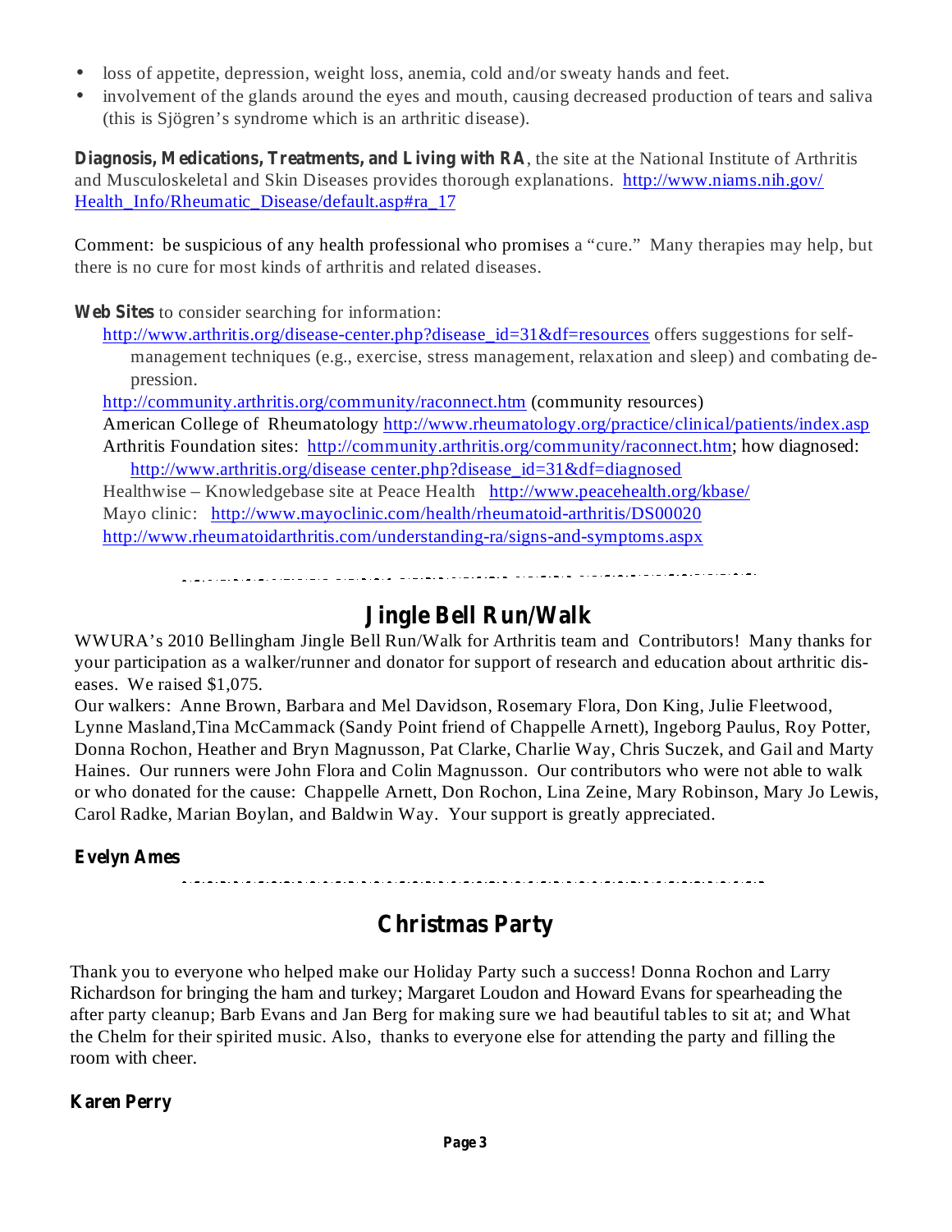- loss of appetite, depression, weight loss, anemia, cold and/or sweaty hands and feet.
- involvement of the glands around the eyes and mouth, causing decreased production of tears and saliva (this is Sjögren's syndrome which is an arthritic disease).

**Diagnosis, Medications, Treatments, and Living with RA**, the site at the National Institute of Arthritis and Musculoskeletal and Skin Diseases provides thorough explanations. http://www.niams.nih.gov/Health_Info/Rheumatic_Disease/default.asp#ra_17

Comment: be suspicious of any health professional who promises a "cure." Many therapies may help, but there is no cure for most kinds of arthritis and related diseases.

**Web Sites** to consider searching for information:

http://www.arthritis.org/disease-center.php?disease_id=31&df=resources offers suggestions for self-management techniques (e.g., exercise, stress management, relaxation and sleep) and combating depression.

http://community.arthritis.org/community/raconnect.htm (community resources)

American College of Rheumatology http://www.rheumatology.org/practice/clinical/patients/index.asp

Arthritis Foundation sites: http://community.arthritis.org/community/raconnect.htm; how diagnosed: http://www.arthritis.org/disease center.php?disease_id=31&df=diagnosed

Healthwise – Knowledgebase site at Peace Health http://www.peacehealth.org/kbase/

Mayo clinic: http://www.mayoclinic.com/health/rheumatoid-arthritis/DS00020

http://www.rheumatoidarthritis.com/understanding-ra/signs-and-symptoms.aspx

---

## Jingle Bell Run/Walk

WWURA's 2010 Bellingham Jingle Bell Run/Walk for Arthritis team and Contributors! Many thanks for your participation as a walker/runner and donator for support of research and education about arthritic diseases. We raised $1,075.

Our walkers: Anne Brown, Barbara and Mel Davidson, Rosemary Flora, Don King, Julie Fleetwood, Lynne Masland,Tina McCammack (Sandy Point friend of Chappelle Arnett), Ingeborg Paulus, Roy Potter, Donna Rochon, Heather and Bryn Magnusson, Pat Clarke, Charlie Way, Chris Suczek, and Gail and Marty Haines. Our runners were John Flora and Colin Magnusson. Our contributors who were not able to walk or who donated for the cause: Chappelle Arnett, Don Rochon, Lina Zeine, Mary Robinson, Mary Jo Lewis, Carol Radke, Marian Boylan, and Baldwin Way. Your support is greatly appreciated.

**Evelyn Ames**

---

## Christmas Party

Thank you to everyone who helped make our Holiday Party such a success! Donna Rochon and Larry Richardson for bringing the ham and turkey; Margaret Loudon and Howard Evans for spearheading the after party cleanup; Barb Evans and Jan Berg for making sure we had beautiful tables to sit at; and What the Chelm for their spirited music. Also, thanks to everyone else for attending the party and filling the room with cheer.

**Karen Perry**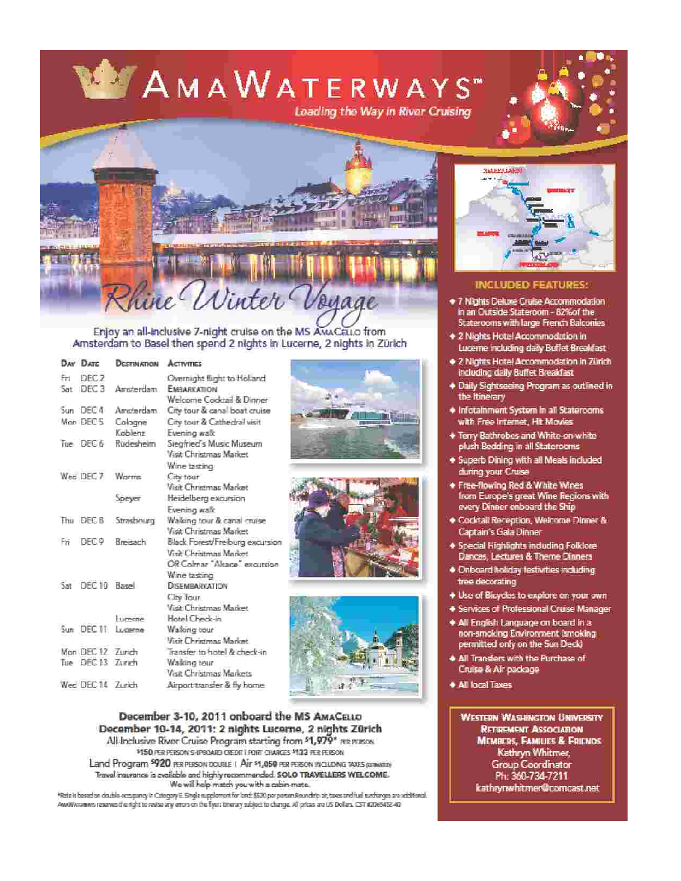# AMAWATERWAYS™

*Leading the Way in River Cruising*

## Rhine Winter Voyage

Enjoy an all-inclusive 7-night cruise on the MS AMACELLO from Amsterdam to Basel then spend 2 nights in Lucerne, 2 nights in Zürich

| Day | Date | Destination | Activities |
|---|---|---|---|
| Fri | DEC 2 | | Overnight flight to Holland |
| Sat | DEC 3 | Amsterdam | EMBARKATION<br>Welcome Cocktail & Dinner |
| Sun | DEC 4 | Amsterdam | City tour & canal boat cruise |
| Mon | DEC 5 | Cologne | City tour & Cathedral visit |
| | | Koblenz | Evening walk |
| Tue | DEC 6 | Rudesheim | Siegfried's Music Museum<br>Visit Christmas Market<br>Wine tasting |
| Wed | DEC 7 | Worms | City tour<br>Visit Christmas Market |
| | | Speyer | Heidelberg excursion<br>Evening walk |
| Thu | DEC 8 | Strasbourg | Walking tour & canal cruise<br>Visit Christmas Market |
| Fri | DEC 9 | Breisach | Black Forest/Freiburg excursion<br>Visit Christmas Market<br>OR Colmar "Alsace" excursion<br>Wine tasting |
| Sat | DEC 10 | Basel | DISEMBARKATION<br>City Tour<br>Visit Christmas Market |
| | | Lucerne | Hotel Check-in |
| Sun | DEC 11 | Lucerne | Walking tour<br>Visit Christmas Market |
| Mon | DEC 12 | Zurich | Transfer to hotel & check-in |
| Tue | DEC 13 | Zurich | Walking tour<br>Visit Christmas Markets |
| Wed | DEC 14 | Zurich | Airport transfer & fly home |

**December 3-10, 2011 onboard the MS AMACELLO**
**December 10-14, 2011: 2 nights Lucerne, 2 nights Zürich**

All-Inclusive River Cruise Program starting from $1,979* PER PERSON

$150 PER PERSON SHIPBOARD CREDIT | PORT CHARGES $133 PER PERSON

Land Program $920 PER PERSON DOUBLE | Air $1,050 PER PERSON INCLUDING TAXES (ESTIMATED)

Travel insurance is available and highly recommended. **SOLO TRAVELLERS WELCOME.**

We will help match you with a cabin-mate.

*Rate is based on double occupancy in Category E. Single supplement for land: $520 per person. Roundtrip air, taxes and fuel surcharges are additional. AmaWaterways reserves the right to revise any errors on the flyer. Itinerary subject to change. All prices are US Dollars. CST #2065452-40

### INCLUDED FEATURES:

- 7 Nights Deluxe Cruise Accommodation in an Outside Stateroom - 82% of the Staterooms with large French Balconies
- 2 Nights Hotel Accommodation in Lucerne including daily Buffet Breakfast
- 2 Nights Hotel Accommodation in Zürich including daily Buffet Breakfast
- Daily Sightseeing Program as outlined in the Itinerary
- Infotainment System in all Staterooms with Free Internet, Hit Movies
- Terry Bathrobes and White-on-white plush Bedding in all Staterooms
- Superb Dining with all Meals included during your Cruise
- Free-flowing Red & White Wines from Europe's great Wine Regions with every Dinner onboard the Ship
- Cocktail Reception, Welcome Dinner & Captain's Gala Dinner
- Special Highlights including Folklore Dances, Lectures & Theme Dinners
- Onboard holiday festivities including tree decorating
- Use of Bicycles to explore on your own
- Services of Professional Cruise Manager
- All English Language on board in a non-smoking Environment (smoking permitted only on the Sun Deck)
- All Transfers with the Purchase of Cruise & Air package
- All local Taxes

**WESTERN WASHINGTON UNIVERSITY RETIREMENT ASSOCIATION MEMBERS, FAMILIES & FRIENDS**
Kathryn Whitmer,
Group Coordinator
Ph: 360-734-7211
kathrynwhitmer@comcast.net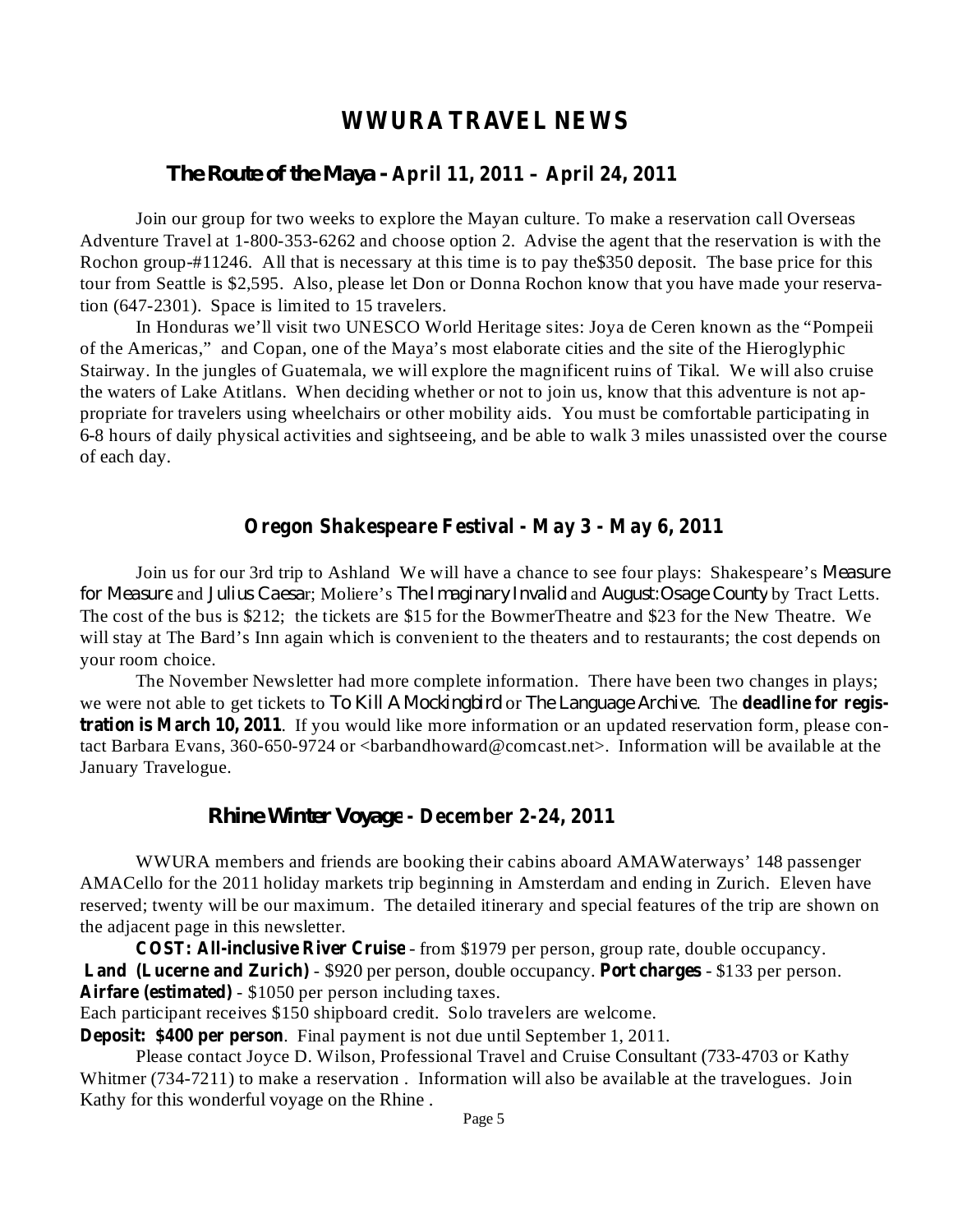# WWURA TRAVEL NEWS

## *The Route of the Maya* - April 11, 2011 – April 24, 2011

Join our group for two weeks to explore the Mayan culture. To make a reservation call Overseas Adventure Travel at 1-800-353-6262 and choose option 2. Advise the agent that the reservation is with the Rochon group-#11246. All that is necessary at this time is to pay the$350 deposit. The base price for this tour from Seattle is $2,595. Also, please let Don or Donna Rochon know that you have made your reservation (647-2301). Space is limited to 15 travelers.

In Honduras we'll visit two UNESCO World Heritage sites: Joya de Ceren known as the "Pompeii of the Americas," and Copan, one of the Maya's most elaborate cities and the site of the Hieroglyphic Stairway. In the jungles of Guatemala, we will explore the magnificent ruins of Tikal. We will also cruise the waters of Lake Atitlans. When deciding whether or not to join us, know that this adventure is not appropriate for travelers using wheelchairs or other mobility aids. You must be comfortable participating in 6-8 hours of daily physical activities and sightseeing, and be able to walk 3 miles unassisted over the course of each day.

## Oregon Shakespeare Festival - May 3 - May 6, 2011

Join us for our 3rd trip to Ashland We will have a chance to see four plays: Shakespeare's *Measure for Measure* and *Julius Caesar*; Moliere's *The Imaginary Invalid* and *August:Osage County* by Tract Letts. The cost of the bus is $212; the tickets are $15 for the BowmerTheatre and $23 for the New Theatre. We will stay at The Bard's Inn again which is convenient to the theaters and to restaurants; the cost depends on your room choice.

The November Newsletter had more complete information. There have been two changes in plays; we were not able to get tickets to *To Kill A Mockingbird* or *The Language Archive*. The **deadline for registration is March 10, 2011**. If you would like more information or an updated reservation form, please contact Barbara Evans, 360-650-9724 or <barbandhoward@comcast.net>. Information will be available at the January Travelogue.

## *Rhine Winter Voyage* - December 2-24, 2011

WWURA members and friends are booking their cabins aboard AMAWaterways' 148 passenger AMACello for the 2011 holiday markets trip beginning in Amsterdam and ending in Zurich. Eleven have reserved; twenty will be our maximum. The detailed itinerary and special features of the trip are shown on the adjacent page in this newsletter.

**COST: All-inclusive River Cruise** - from $1979 per person, group rate, double occupancy.
**Land (Lucerne and Zurich)** - $920 per person, double occupancy. **Port charges** - $133 per person.
**Airfare (estimated)** - $1050 per person including taxes.
Each participant receives $150 shipboard credit. Solo travelers are welcome.
**Deposit: $400 per person**. Final payment is not due until September 1, 2011.

Please contact Joyce D. Wilson, Professional Travel and Cruise Consultant (733-4703 or Kathy Whitmer (734-7211) to make a reservation . Information will also be available at the travelogues. Join Kathy for this wonderful voyage on the Rhine .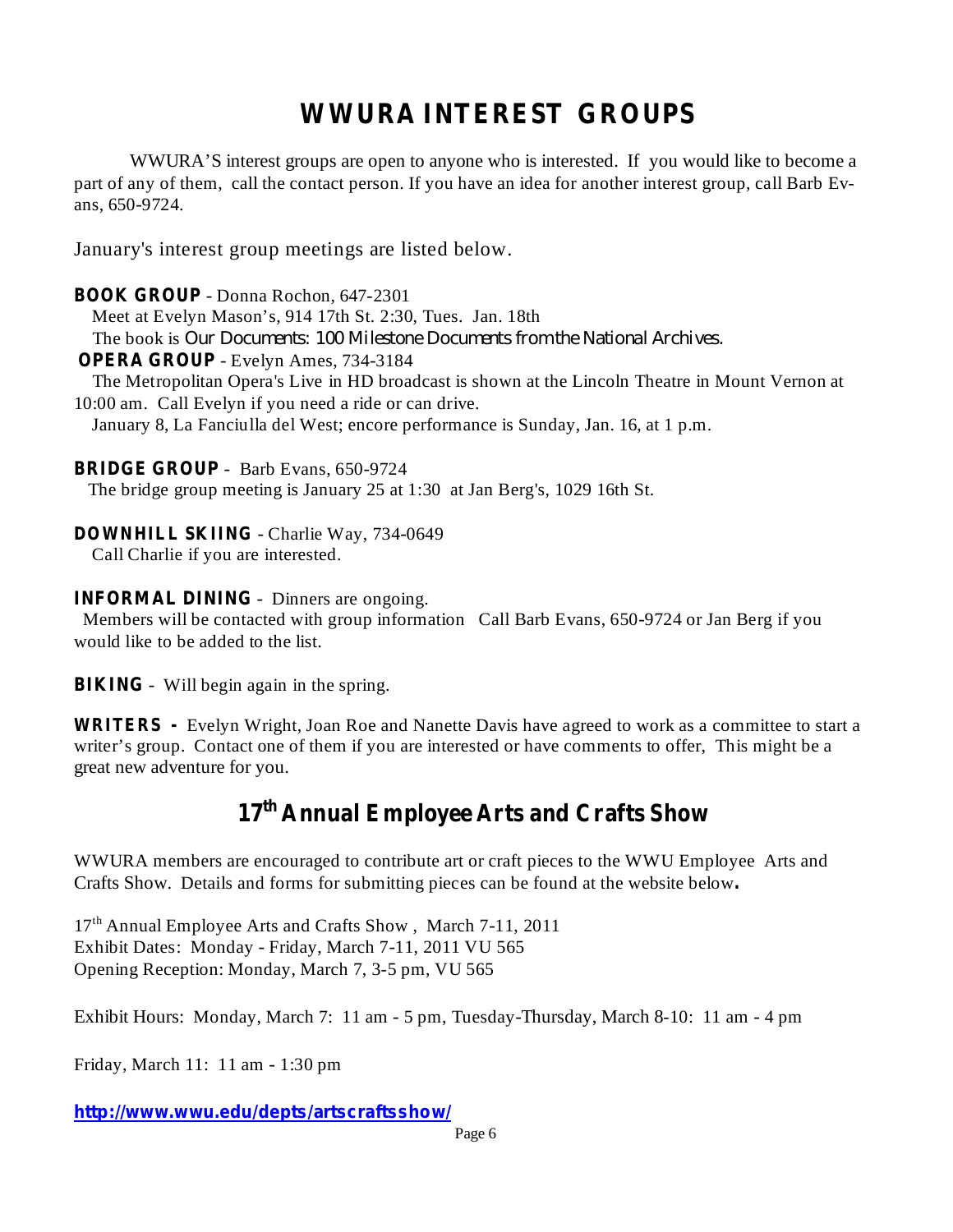# WWURA INTEREST GROUPS

WWURA'S interest groups are open to anyone who is interested. If you would like to become a part of any of them, call the contact person. If you have an idea for another interest group, call Barb Evans, 650-9724.

January's interest group meetings are listed below.

**BOOK GROUP** - Donna Rochon, 647-2301
Meet at Evelyn Mason's, 914 17th St. 2:30, Tues. Jan. 18th
The book is *Our Documents: 100 Milestone Documents from the National Archives.*

**OPERA GROUP** - Evelyn Ames, 734-3184
The Metropolitan Opera's Live in HD broadcast is shown at the Lincoln Theatre in Mount Vernon at 10:00 am. Call Evelyn if you need a ride or can drive.
January 8, La Fanciulla del West; encore performance is Sunday, Jan. 16, at 1 p.m.

**BRIDGE GROUP** - Barb Evans, 650-9724
The bridge group meeting is January 25 at 1:30 at Jan Berg's, 1029 16th St.

**DOWNHILL SKIING** - Charlie Way, 734-0649
Call Charlie if you are interested.

**INFORMAL DINING** - Dinners are ongoing.
Members will be contacted with group information Call Barb Evans, 650-9724 or Jan Berg if you would like to be added to the list.

**BIKING** - Will begin again in the spring.

**WRITERS -** Evelyn Wright, Joan Roe and Nanette Davis have agreed to work as a committee to start a writer's group. Contact one of them if you are interested or have comments to offer, This might be a great new adventure for you.

# 17th Annual Employee Arts and Crafts Show

WWURA members are encouraged to contribute art or craft pieces to the WWU Employee Arts and Crafts Show. Details and forms for submitting pieces can be found at the website below**.**

17th Annual Employee Arts and Crafts Show , March 7-11, 2011
Exhibit Dates: Monday - Friday, March 7-11, 2011 VU 565
Opening Reception: Monday, March 7, 3-5 pm, VU 565

Exhibit Hours: Monday, March 7: 11 am - 5 pm, Tuesday-Thursday, March 8-10: 11 am - 4 pm

Friday, March 11: 11 am - 1:30 pm

**http://www.wwu.edu/depts/artscraftsshow/**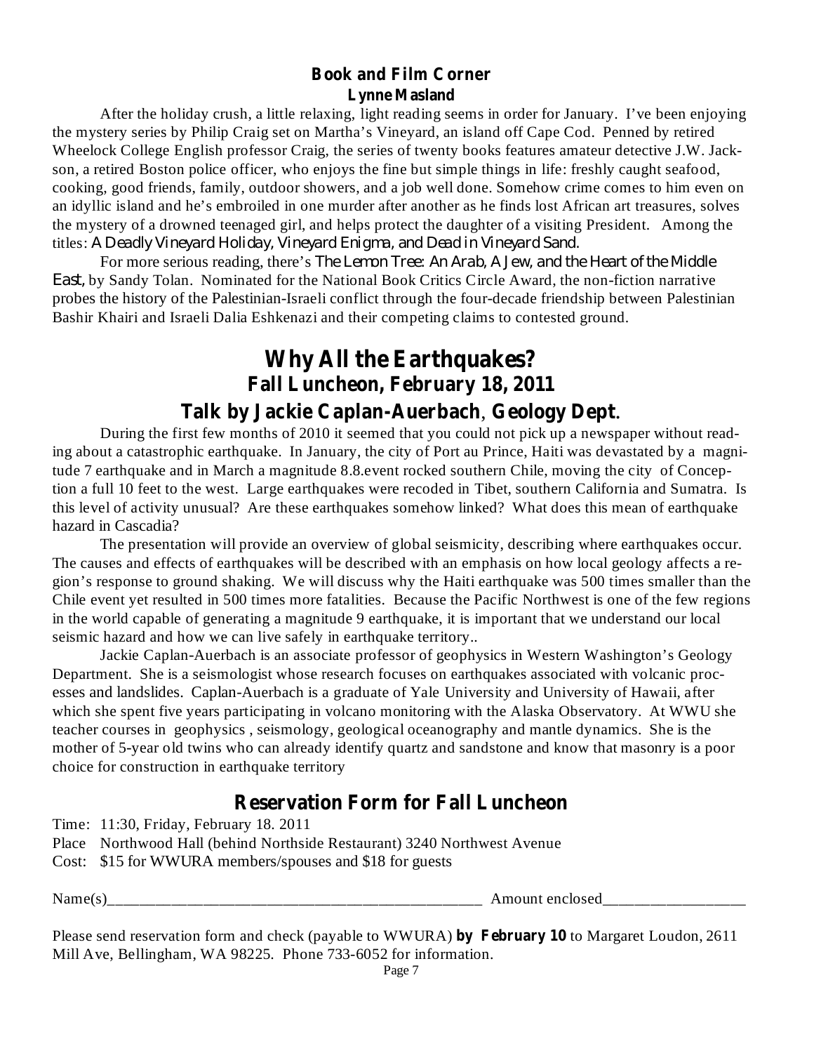## Book and Film Corner

**Lynne Masland**

After the holiday crush, a little relaxing, light reading seems in order for January. I've been enjoying the mystery series by Philip Craig set on Martha's Vineyard, an island off Cape Cod. Penned by retired Wheelock College English professor Craig, the series of twenty books features amateur detective J.W. Jackson, a retired Boston police officer, who enjoys the fine but simple things in life: freshly caught seafood, cooking, good friends, family, outdoor showers, and a job well done. Somehow crime comes to him even on an idyllic island and he's embroiled in one murder after another as he finds lost African art treasures, solves the mystery of a drowned teenaged girl, and helps protect the daughter of a visiting President. Among the titles: *A Deadly Vineyard Holiday, Vineyard Enigma, and Dead in Vineyard Sand.*

For more serious reading, there's *The Lemon Tree: An Arab, A Jew, and the Heart of the Middle East,* by Sandy Tolan. Nominated for the National Book Critics Circle Award, the non-fiction narrative probes the history of the Palestinian-Israeli conflict through the four-decade friendship between Palestinian Bashir Khairi and Israeli Dalia Eshkenazi and their competing claims to contested ground.

# Why All the Earthquakes?

## Fall Luncheon, February 18, 2011

## Talk by Jackie Caplan-Auerbach, Geology Dept.

During the first few months of 2010 it seemed that you could not pick up a newspaper without reading about a catastrophic earthquake. In January, the city of Port au Prince, Haiti was devastated by a magnitude 7 earthquake and in March a magnitude 8.8.event rocked southern Chile, moving the city of Concepction a full 10 feet to the west. Large earthquakes were recoded in Tibet, southern California and Sumatra. Is this level of activity unusual? Are these earthquakes somehow linked? What does this mean of earthquake hazard in Cascadia?

The presentation will provide an overview of global seismicity, describing where earthquakes occur. The causes and effects of earthquakes will be described with an emphasis on how local geology affects a region's response to ground shaking. We will discuss why the Haiti earthquake was 500 times smaller than the Chile event yet resulted in 500 times more fatalities. Because the Pacific Northwest is one of the few regions in the world capable of generating a magnitude 9 earthquake, it is important that we understand our local seismic hazard and how we can live safely in earthquake territory..

Jackie Caplan-Auerbach is an associate professor of geophysics in Western Washington's Geology Department. She is a seismologist whose research focuses on earthquakes associated with volcanic processes and landslides. Caplan-Auerbach is a graduate of Yale University and University of Hawaii, after which she spent five years participating in volcano monitoring with the Alaska Observatory. At WWU she teacher courses in geophysics , seismology, geological oceanography and mantle dynamics. She is the mother of 5-year old twins who can already identify quartz and sandstone and know that masonry is a poor choice for construction in earthquake territory

## Reservation Form for Fall Luncheon

Time: 11:30, Friday, February 18. 2011

Place Northwood Hall (behind Northside Restaurant) 3240 Northwest Avenue

Cost: $15 for WWURA members/spouses and $18 for guests

Name(s)_________________________________________________ Amount enclosed__________________

Please send reservation form and check (payable to WWURA) **by February 10** to Margaret Loudon, 2611 Mill Ave, Bellingham, WA 98225. Phone 733-6052 for information.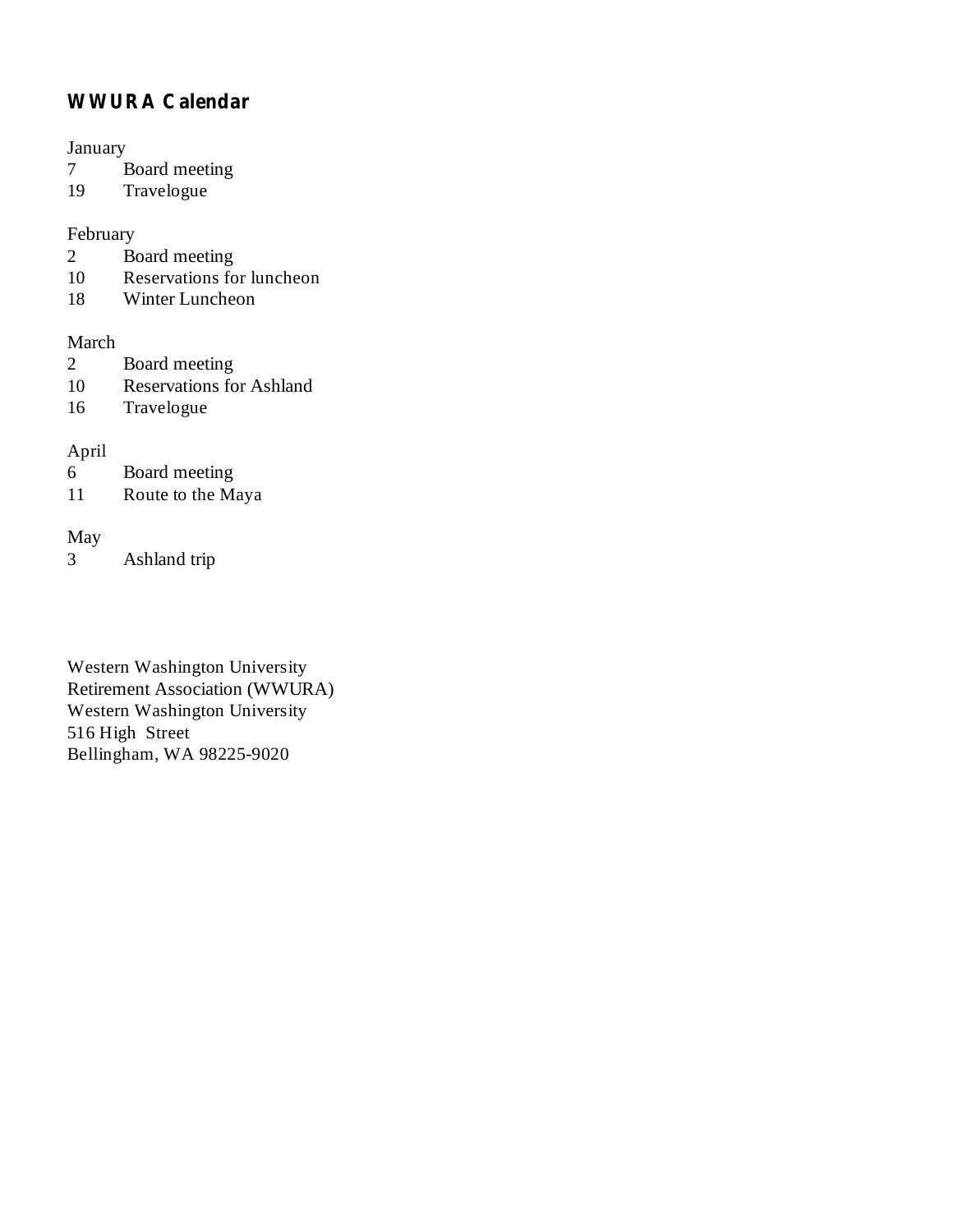## WWURA Calendar

January
7 Board meeting
19 Travelogue

February
2 Board meeting
10 Reservations for luncheon
18 Winter Luncheon

March
2 Board meeting
10 Reservations for Ashland
16 Travelogue

April
6 Board meeting
11 Route to the Maya

May
3 Ashland trip

Western Washington University
Retirement Association (WWURA)
Western Washington University
516 High Street
Bellingham, WA 98225-9020